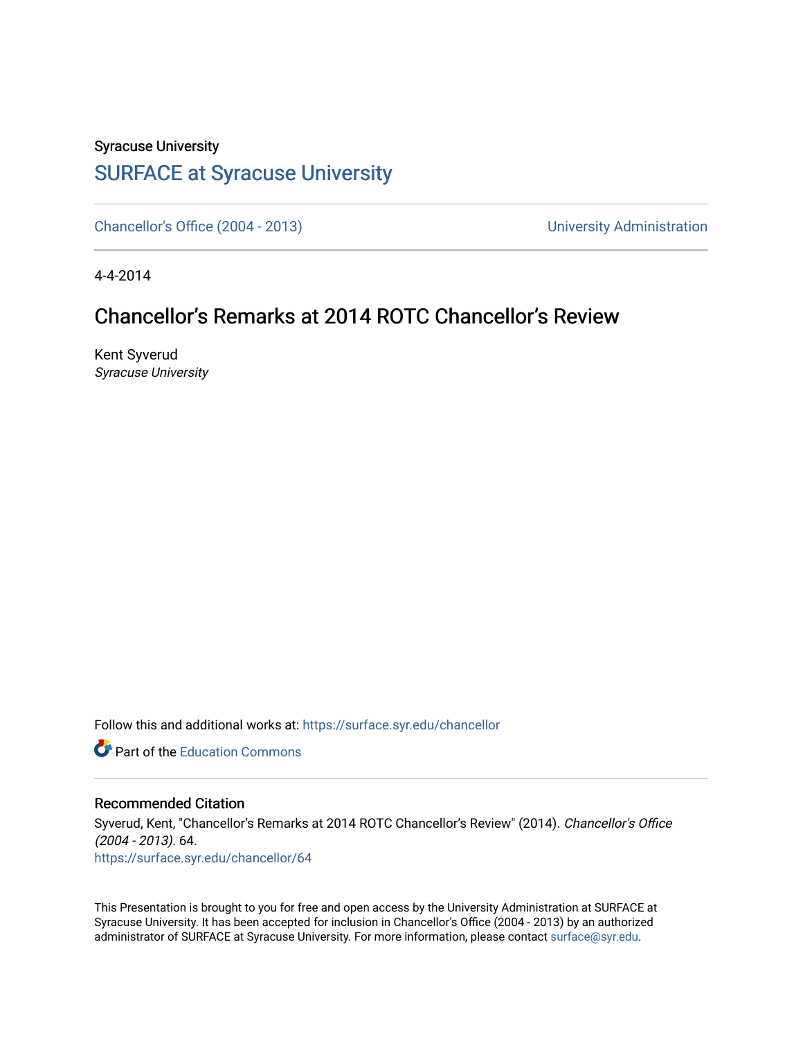Syracuse University

## SURFACE at Syracuse University

Chancellor's Office (2004 - 2013) | University Administration

4-4-2014

# Chancellor's Remarks at 2014 ROTC Chancellor's Review

Kent Syverud
*Syracuse University*

Follow this and additional works at: https://surface.syr.edu/chancellor

Part of the Education Commons

### Recommended Citation

Syverud, Kent, "Chancellor's Remarks at 2014 ROTC Chancellor's Review" (2014). *Chancellor's Office (2004 - 2013)*. 64.
https://surface.syr.edu/chancellor/64

This Presentation is brought to you for free and open access by the University Administration at SURFACE at Syracuse University. It has been accepted for inclusion in Chancellor's Office (2004 - 2013) by an authorized administrator of SURFACE at Syracuse University. For more information, please contact surface@syr.edu.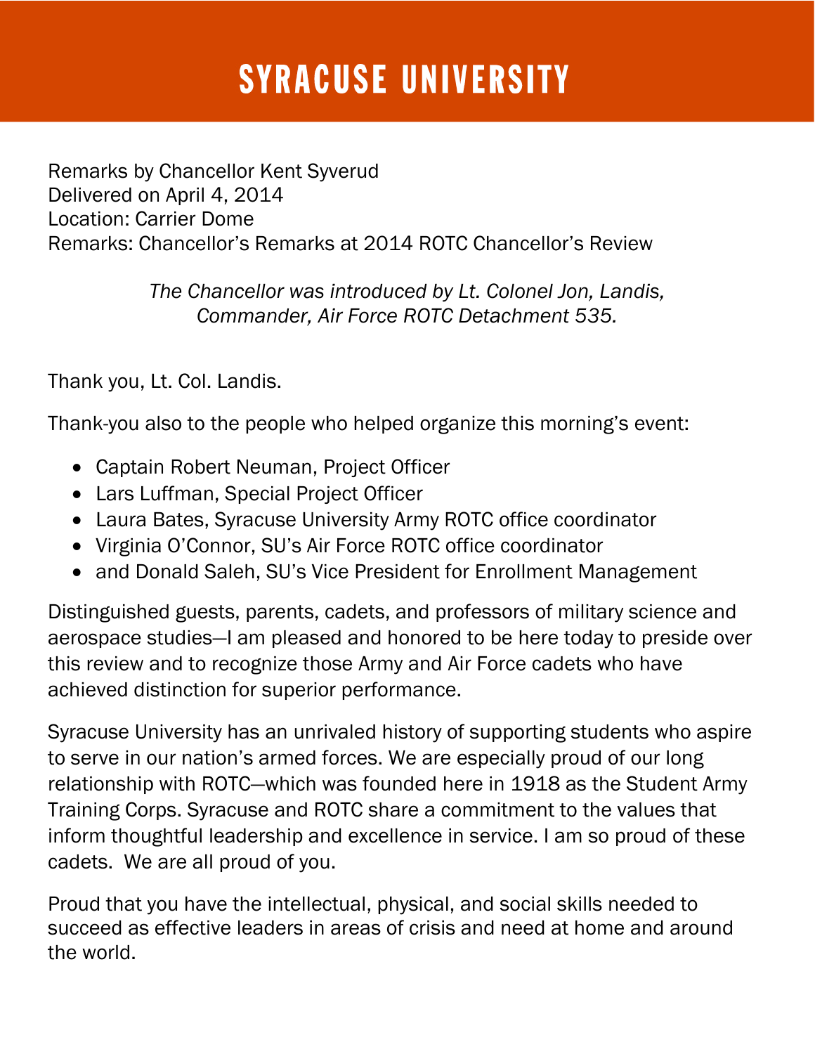# SYRACUSE UNIVERSITY

Remarks by Chancellor Kent Syverud
Delivered on April 4, 2014
Location: Carrier Dome
Remarks: Chancellor's Remarks at 2014 ROTC Chancellor's Review

*The Chancellor was introduced by Lt. Colonel Jon, Landis, Commander, Air Force ROTC Detachment 535.*

Thank you, Lt. Col. Landis.

Thank-you also to the people who helped organize this morning's event:

- Captain Robert Neuman, Project Officer
- Lars Luffman, Special Project Officer
- Laura Bates, Syracuse University Army ROTC office coordinator
- Virginia O'Connor, SU's Air Force ROTC office coordinator
- and Donald Saleh, SU's Vice President for Enrollment Management

Distinguished guests, parents, cadets, and professors of military science and aerospace studies—I am pleased and honored to be here today to preside over this review and to recognize those Army and Air Force cadets who have achieved distinction for superior performance.

Syracuse University has an unrivaled history of supporting students who aspire to serve in our nation's armed forces. We are especially proud of our long relationship with ROTC—which was founded here in 1918 as the Student Army Training Corps. Syracuse and ROTC share a commitment to the values that inform thoughtful leadership and excellence in service. I am so proud of these cadets. We are all proud of you.

Proud that you have the intellectual, physical, and social skills needed to succeed as effective leaders in areas of crisis and need at home and around the world.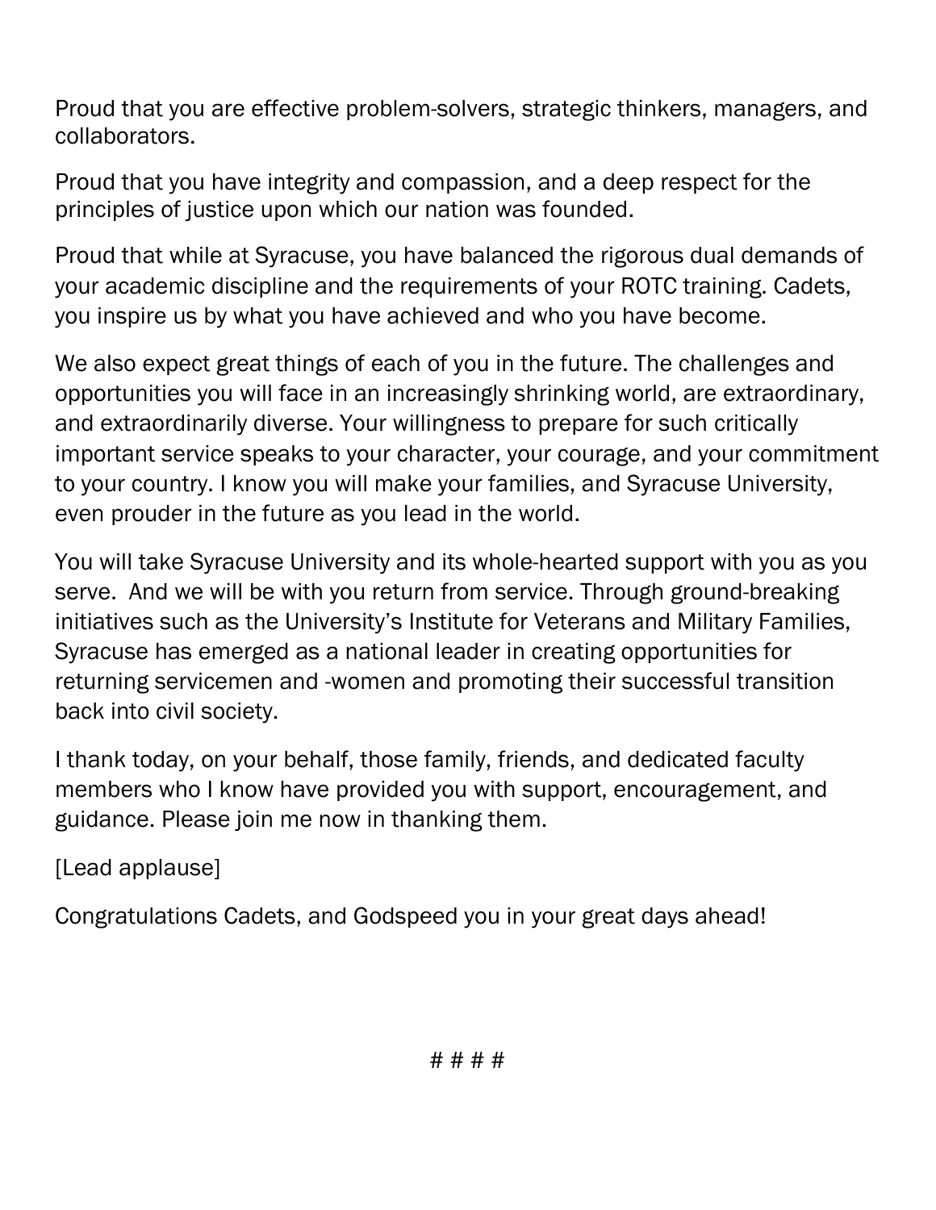Proud that you are effective problem-solvers, strategic thinkers, managers, and collaborators.

Proud that you have integrity and compassion, and a deep respect for the principles of justice upon which our nation was founded.

Proud that while at Syracuse, you have balanced the rigorous dual demands of your academic discipline and the requirements of your ROTC training. Cadets, you inspire us by what you have achieved and who you have become.

We also expect great things of each of you in the future. The challenges and opportunities you will face in an increasingly shrinking world, are extraordinary, and extraordinarily diverse. Your willingness to prepare for such critically important service speaks to your character, your courage, and your commitment to your country. I know you will make your families, and Syracuse University, even prouder in the future as you lead in the world.

You will take Syracuse University and its whole-hearted support with you as you serve.  And we will be with you return from service. Through ground-breaking initiatives such as the University's Institute for Veterans and Military Families, Syracuse has emerged as a national leader in creating opportunities for returning servicemen and -women and promoting their successful transition back into civil society.

I thank today, on your behalf, those family, friends, and dedicated faculty members who I know have provided you with support, encouragement, and guidance. Please join me now in thanking them.

[Lead applause]

Congratulations Cadets, and Godspeed you in your great days ahead!

# # # #